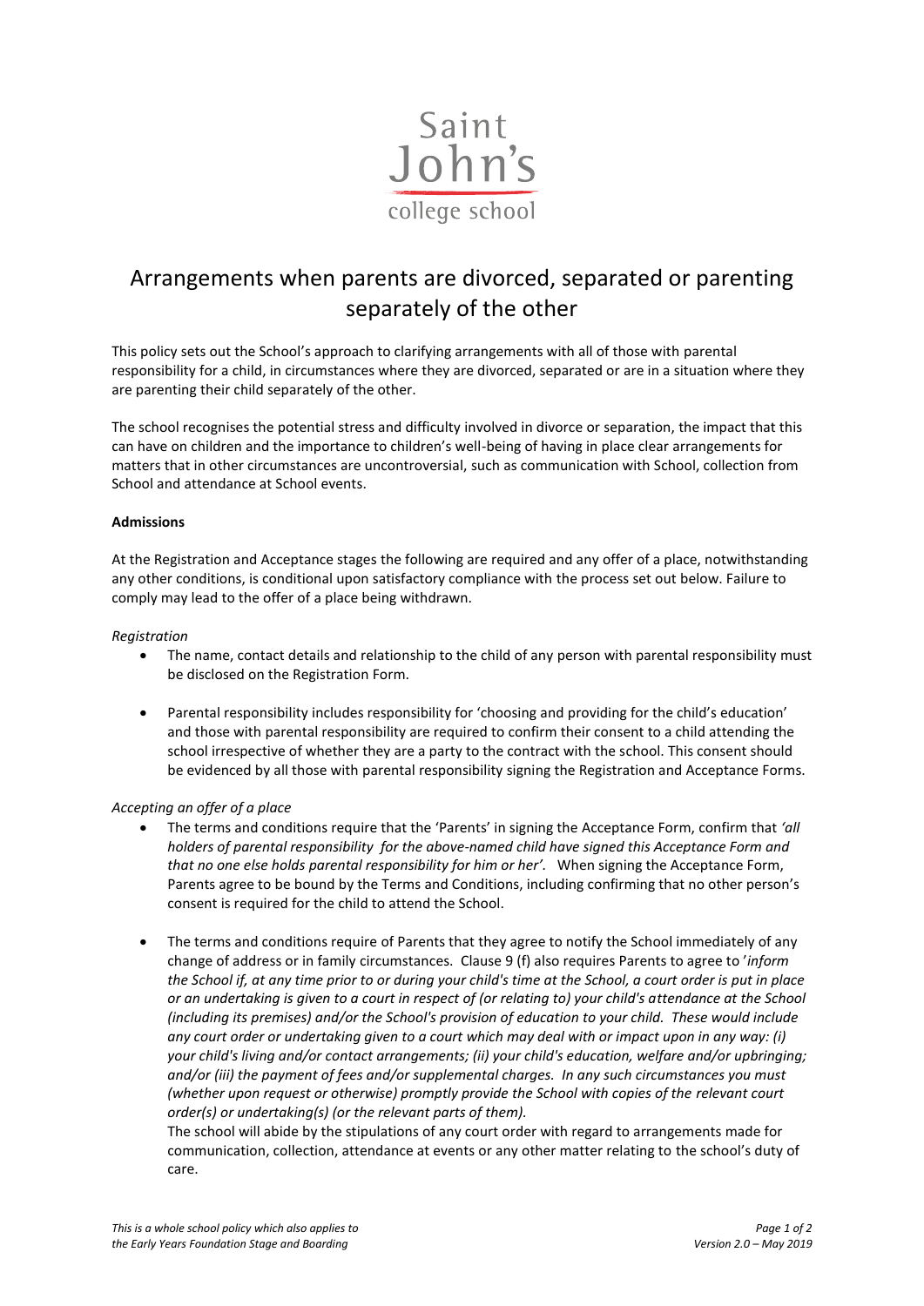Saint John's college school

# Arrangements when parents are divorced, separated or parenting separately of the other

This policy sets out the School's approach to clarifying arrangements with all of those with parental responsibility for a child, in circumstances where they are divorced, separated or are in a situation where they are parenting their child separately of the other.

The school recognises the potential stress and difficulty involved in divorce or separation, the impact that this can have on children and the importance to children's well-being of having in place clear arrangements for matters that in other circumstances are uncontroversial, such as communication with School, collection from School and attendance at School events.

**Admissions**

At the Registration and Acceptance stages the following are required and any offer of a place, notwithstanding any other conditions, is conditional upon satisfactory compliance with the process set out below. Failure to comply may lead to the offer of a place being withdrawn.

*Registration*

- The name, contact details and relationship to the child of any person with parental responsibility must be disclosed on the Registration Form.
- Parental responsibility includes responsibility for 'choosing and providing for the child's education' and those with parental responsibility are required to confirm their consent to a child attending the school irrespective of whether they are a party to the contract with the school. This consent should be evidenced by all those with parental responsibility signing the Registration and Acceptance Forms.

*Accepting an offer of a place*

- The terms and conditions require that the 'Parents' in signing the Acceptance Form, confirm that *'all holders of parental responsibility for the above-named child have signed this Acceptance Form and that no one else holds parental responsibility for him or her'.* When signing the Acceptance Form, Parents agree to be bound by the Terms and Conditions, including confirming that no other person's consent is required for the child to attend the School.
- The terms and conditions require of Parents that they agree to notify the School immediately of any change of address or in family circumstances. Clause 9 (f) also requires Parents to agree to '*inform the School if, at any time prior to or during your child's time at the School, a court order is put in place or an undertaking is given to a court in respect of (or relating to) your child's attendance at the School (including its premises) and/or the School's provision of education to your child. These would include any court order or undertaking given to a court which may deal with or impact upon in any way: (i) your child's living and/or contact arrangements; (ii) your child's education, welfare and/or upbringing; and/or (iii) the payment of fees and/or supplemental charges. In any such circumstances you must (whether upon request or otherwise) promptly provide the School with copies of the relevant court order(s) or undertaking(s) (or the relevant parts of them).*

  The school will abide by the stipulations of any court order with regard to arrangements made for communication, collection, attendance at events or any other matter relating to the school's duty of care.

*This is a whole school policy which also applies to the Early Years Foundation Stage and Boarding*

*Version 2.0 – May 2019*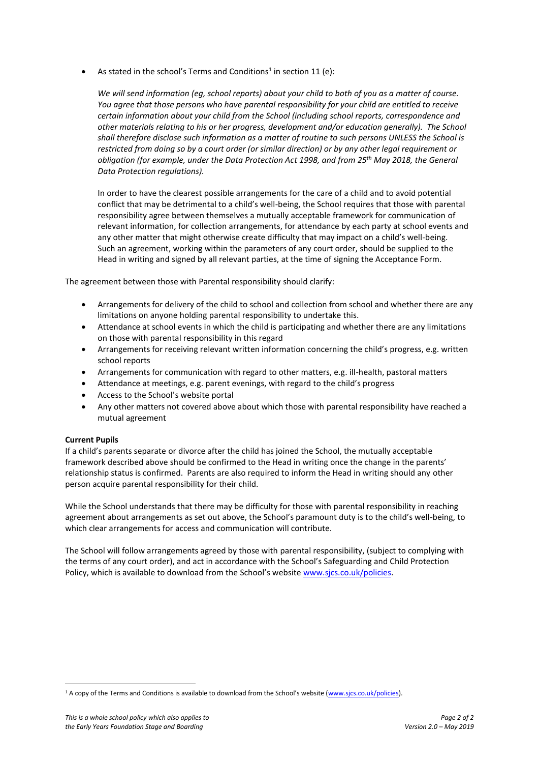- As stated in the school's Terms and Conditions[1] in section 11 (e):

  *We will send information (eg, school reports) about your child to both of you as a matter of course. You agree that those persons who have parental responsibility for your child are entitled to receive certain information about your child from the School (including school reports, correspondence and other materials relating to his or her progress, development and/or education generally). The School shall therefore disclose such information as a matter of routine to such persons UNLESS the School is restricted from doing so by a court order (or similar direction) or by any other legal requirement or obligation (for example, under the Data Protection Act 1998, and from 25th May 2018, the General Data Protection regulations).*

  In order to have the clearest possible arrangements for the care of a child and to avoid potential conflict that may be detrimental to a child's well-being, the School requires that those with parental responsibility agree between themselves a mutually acceptable framework for communication of relevant information, for collection arrangements, for attendance by each party at school events and any other matter that might otherwise create difficulty that may impact on a child's well-being. Such an agreement, working within the parameters of any court order, should be supplied to the Head in writing and signed by all relevant parties, at the time of signing the Acceptance Form.

The agreement between those with Parental responsibility should clarify:

- Arrangements for delivery of the child to school and collection from school and whether there are any limitations on anyone holding parental responsibility to undertake this.
- Attendance at school events in which the child is participating and whether there are any limitations on those with parental responsibility in this regard
- Arrangements for receiving relevant written information concerning the child's progress, e.g. written school reports
- Arrangements for communication with regard to other matters, e.g. ill-health, pastoral matters
- Attendance at meetings, e.g. parent evenings, with regard to the child's progress
- Access to the School's website portal
- Any other matters not covered above about which those with parental responsibility have reached a mutual agreement

**Current Pupils**

If a child's parents separate or divorce after the child has joined the School, the mutually acceptable framework described above should be confirmed to the Head in writing once the change in the parents' relationship status is confirmed. Parents are also required to inform the Head in writing should any other person acquire parental responsibility for their child.

While the School understands that there may be difficulty for those with parental responsibility in reaching agreement about arrangements as set out above, the School's paramount duty is to the child's well-being, to which clear arrangements for access and communication will contribute.

The School will follow arrangements agreed by those with parental responsibility, (subject to complying with the terms of any court order), and act in accordance with the School's Safeguarding and Child Protection Policy, which is available to download from the School's website www.sjcs.co.uk/policies.

[1] A copy of the Terms and Conditions is available to download from the School's website (www.sjcs.co.uk/policies).

*This is a whole school policy which also applies to the Early Years Foundation Stage and Boarding*

*Version 2.0 – May 2019*